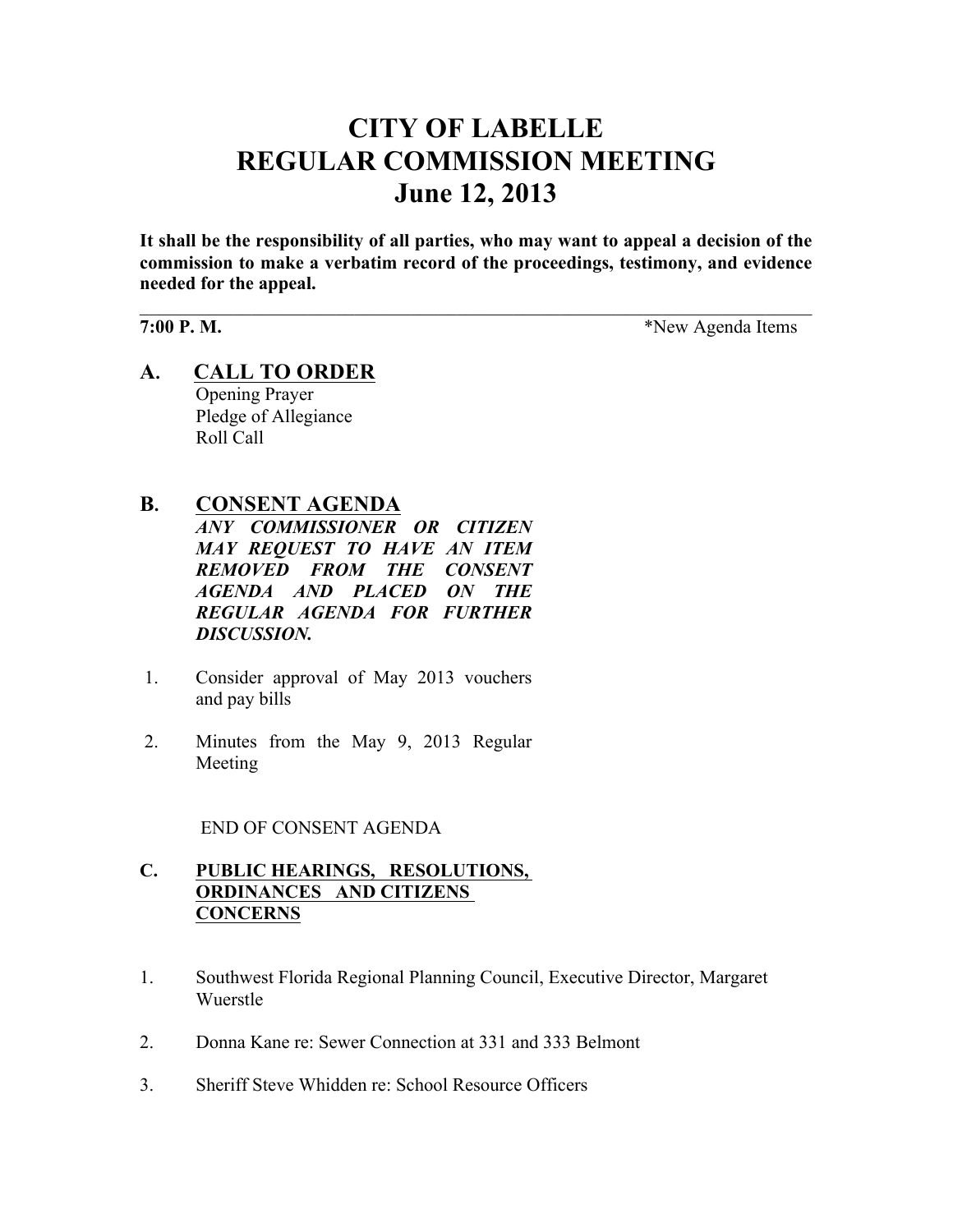# CITY OF LABELLE
# REGULAR COMMISSION MEETING
# June 12, 2013

**It shall be the responsibility of all parties, who may want to appeal a decision of the commission to make a verbatim record of the proceedings, testimony, and evidence needed for the appeal.**

---

**7:00 P. M.** *New Agenda Items

## A. CALL TO ORDER

Opening Prayer
Pledge of Allegiance
Roll Call

## B. CONSENT AGENDA

***ANY COMMISSIONER OR CITIZEN MAY REQUEST TO HAVE AN ITEM REMOVED FROM THE CONSENT AGENDA AND PLACED ON THE REGULAR AGENDA FOR FURTHER DISCUSSION.***

1. Consider approval of May 2013 vouchers and pay bills

2. Minutes from the May 9, 2013 Regular Meeting

END OF CONSENT AGENDA

## C. PUBLIC HEARINGS, RESOLUTIONS, ORDINANCES AND CITIZENS CONCERNS

1. Southwest Florida Regional Planning Council, Executive Director, Margaret Wuerstle

2. Donna Kane re: Sewer Connection at 331 and 333 Belmont

3. Sheriff Steve Whidden re: School Resource Officers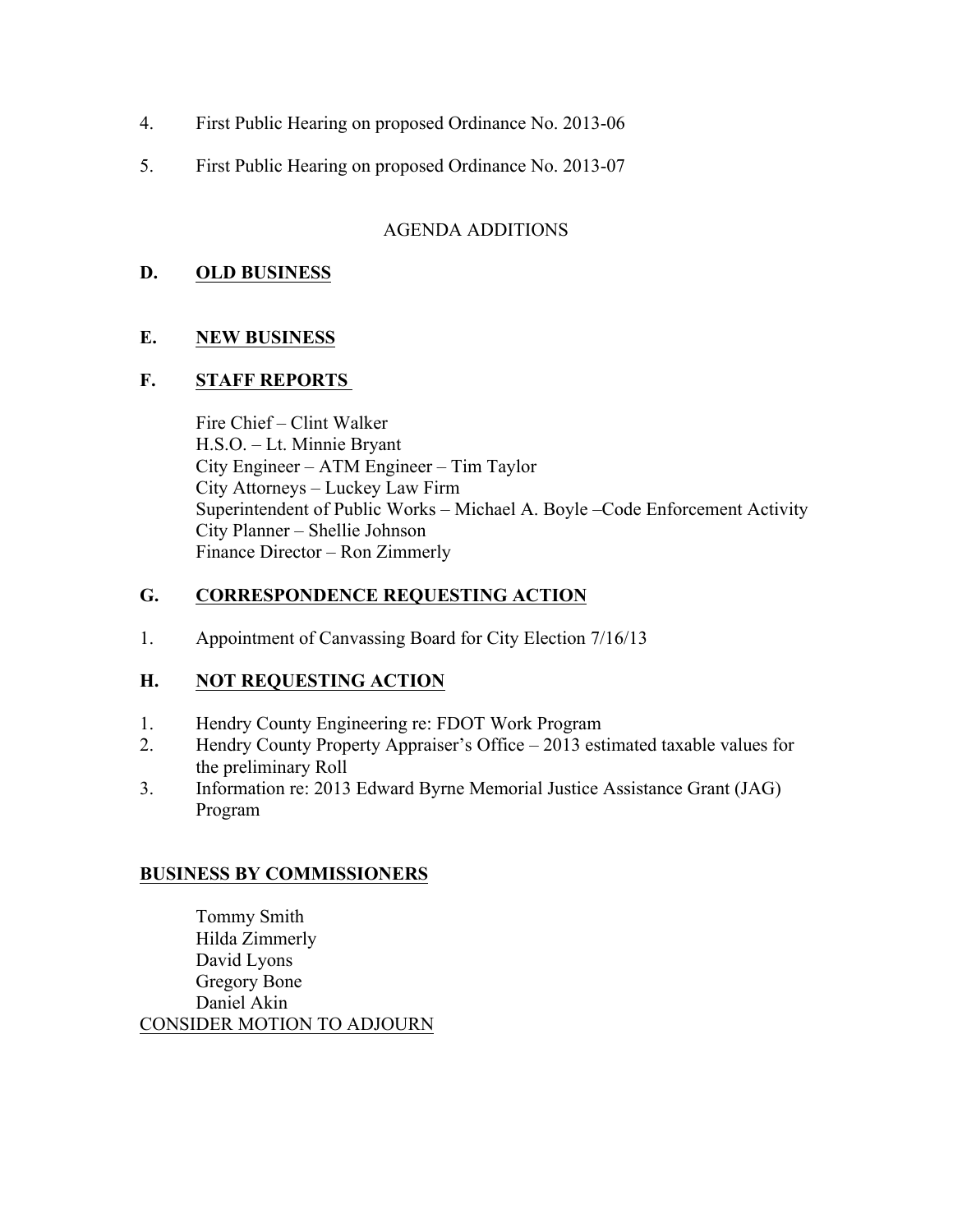4. First Public Hearing on proposed Ordinance No. 2013-06

5. First Public Hearing on proposed Ordinance No. 2013-07

AGENDA ADDITIONS

## D. OLD BUSINESS

## E. NEW BUSINESS

## F. STAFF REPORTS

Fire Chief – Clint Walker
H.S.O. – Lt. Minnie Bryant
City Engineer – ATM Engineer – Tim Taylor
City Attorneys – Luckey Law Firm
Superintendent of Public Works – Michael A. Boyle –Code Enforcement Activity
City Planner – Shellie Johnson
Finance Director – Ron Zimmerly

## G. CORRESPONDENCE REQUESTING ACTION

1. Appointment of Canvassing Board for City Election 7/16/13

## H. NOT REQUESTING ACTION

1. Hendry County Engineering re: FDOT Work Program
2. Hendry County Property Appraiser's Office – 2013 estimated taxable values for the preliminary Roll
3. Information re: 2013 Edward Byrne Memorial Justice Assistance Grant (JAG) Program

## BUSINESS BY COMMISSIONERS

Tommy Smith
Hilda Zimmerly
David Lyons
Gregory Bone
Daniel Akin

CONSIDER MOTION TO ADJOURN